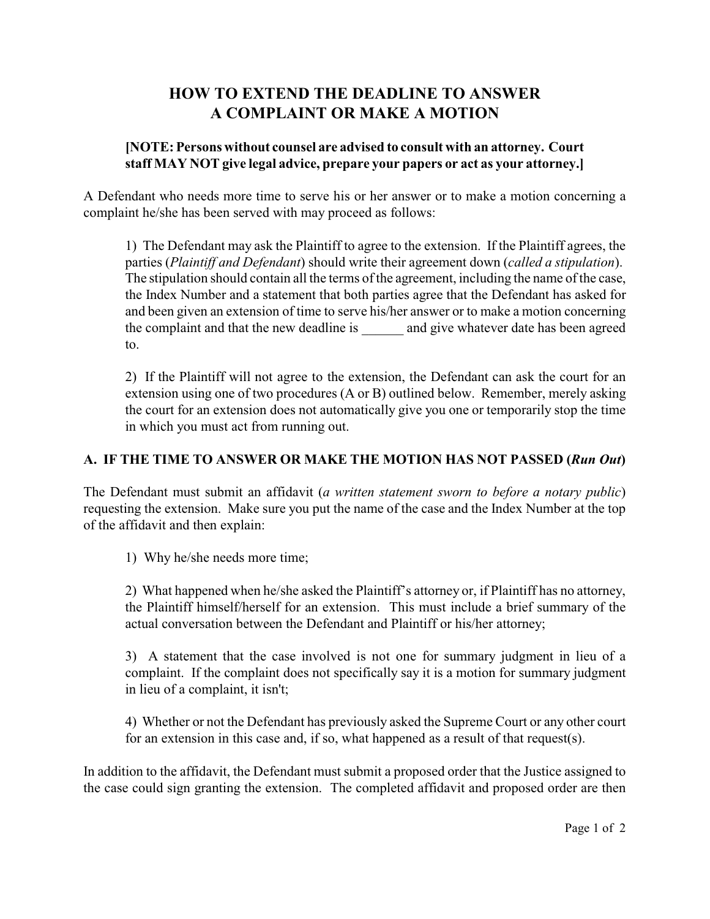# HOW TO EXTEND THE DEADLINE TO ANSWER A COMPLAINT OR MAKE A MOTION

**[NOTE: Persons without counsel are advised to consult with an attorney. Court staff MAY NOT give legal advice, prepare your papers or act as your attorney.]**

A Defendant who needs more time to serve his or her answer or to make a motion concerning a complaint he/she has been served with may proceed as follows:

1) The Defendant may ask the Plaintiff to agree to the extension. If the Plaintiff agrees, the parties (*Plaintiff and Defendant*) should write their agreement down (*called a stipulation*). The stipulation should contain all the terms of the agreement, including the name of the case, the Index Number and a statement that both parties agree that the Defendant has asked for and been given an extension of time to serve his/her answer or to make a motion concerning the complaint and that the new deadline is ______ and give whatever date has been agreed to.

2) If the Plaintiff will not agree to the extension, the Defendant can ask the court for an extension using one of two procedures (A or B) outlined below. Remember, merely asking the court for an extension does not automatically give you one or temporarily stop the time in which you must act from running out.

## A. IF THE TIME TO ANSWER OR MAKE THE MOTION HAS NOT PASSED (*Run Out*)

The Defendant must submit an affidavit (*a written statement sworn to before a notary public*) requesting the extension. Make sure you put the name of the case and the Index Number at the top of the affidavit and then explain:

1) Why he/she needs more time;

2) What happened when he/she asked the Plaintiff's attorney or, if Plaintiff has no attorney, the Plaintiff himself/herself for an extension. This must include a brief summary of the actual conversation between the Defendant and Plaintiff or his/her attorney;

3) A statement that the case involved is not one for summary judgment in lieu of a complaint. If the complaint does not specifically say it is a motion for summary judgment in lieu of a complaint, it isn't;

4) Whether or not the Defendant has previously asked the Supreme Court or any other court for an extension in this case and, if so, what happened as a result of that request(s).

In addition to the affidavit, the Defendant must submit a proposed order that the Justice assigned to the case could sign granting the extension. The completed affidavit and proposed order are then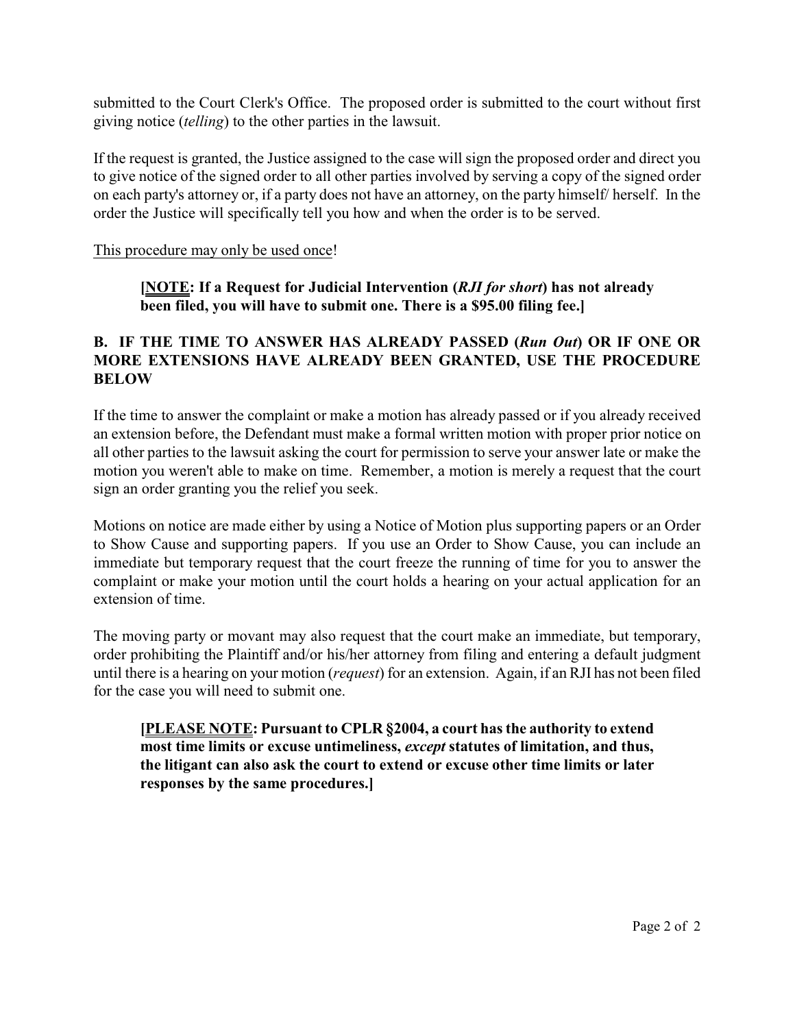submitted to the Court Clerk's Office. The proposed order is submitted to the court without first giving notice (*telling*) to the other parties in the lawsuit.

If the request is granted, the Justice assigned to the case will sign the proposed order and direct you to give notice of the signed order to all other parties involved by serving a copy of the signed order on each party's attorney or, if a party does not have an attorney, on the party himself/ herself. In the order the Justice will specifically tell you how and when the order is to be served.

<u>This procedure may only be used once</u>!

> **[<u>NOTE</u>: If a Request for Judicial Intervention (*RJI for short*) has not already been filed, you will have to submit one. There is a $95.00 filing fee.]**

### B. IF THE TIME TO ANSWER HAS ALREADY PASSED (*Run Out*) OR IF ONE OR MORE EXTENSIONS HAVE ALREADY BEEN GRANTED, USE THE PROCEDURE BELOW

If the time to answer the complaint or make a motion has already passed or if you already received an extension before, the Defendant must make a formal written motion with proper prior notice on all other parties to the lawsuit asking the court for permission to serve your answer late or make the motion you weren't able to make on time. Remember, a motion is merely a request that the court sign an order granting you the relief you seek.

Motions on notice are made either by using a Notice of Motion plus supporting papers or an Order to Show Cause and supporting papers. If you use an Order to Show Cause, you can include an immediate but temporary request that the court freeze the running of time for you to answer the complaint or make your motion until the court holds a hearing on your actual application for an extension of time.

The moving party or movant may also request that the court make an immediate, but temporary, order prohibiting the Plaintiff and/or his/her attorney from filing and entering a default judgment until there is a hearing on your motion (*request*) for an extension. Again, if an RJI has not been filed for the case you will need to submit one.

> **[<u>PLEASE NOTE</u>: Pursuant to CPLR §2004, a court has the authority to extend most time limits or excuse untimeliness, *except* statutes of limitation, and thus, the litigant can also ask the court to extend or excuse other time limits or later responses by the same procedures.]**